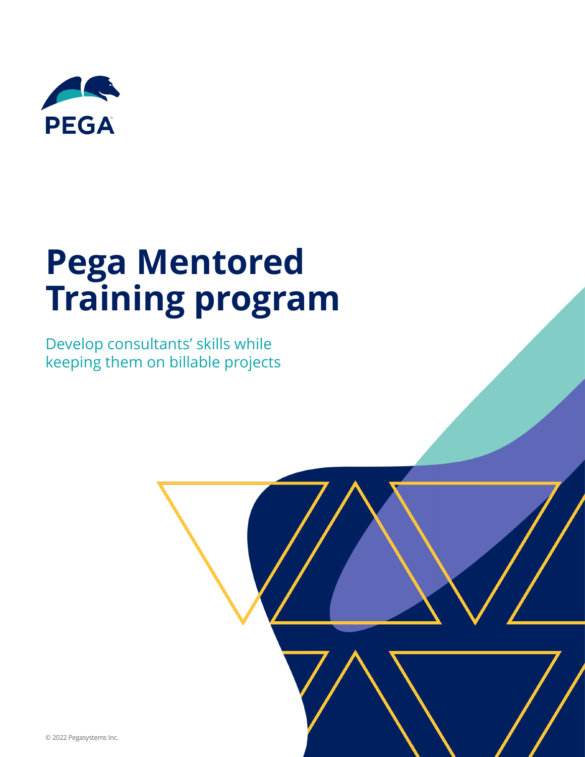# Pega Mentored Training program

Develop consultants' skills while keeping them on billable projects

© 2022 Pegasystems Inc.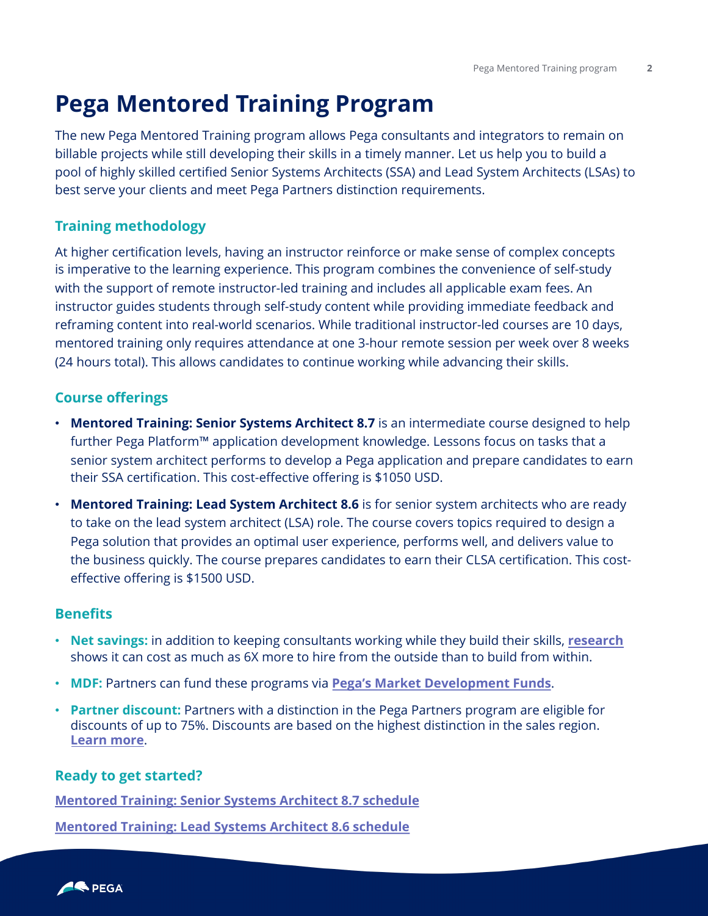# Pega Mentored Training Program

The new Pega Mentored Training program allows Pega consultants and integrators to remain on billable projects while still developing their skills in a timely manner. Let us help you to build a pool of highly skilled certified Senior Systems Architects (SSA) and Lead System Architects (LSAs) to best serve your clients and meet Pega Partners distinction requirements.

## Training methodology

At higher certification levels, having an instructor reinforce or make sense of complex concepts is imperative to the learning experience. This program combines the convenience of self-study with the support of remote instructor-led training and includes all applicable exam fees. An instructor guides students through self-study content while providing immediate feedback and reframing content into real-world scenarios. While traditional instructor-led courses are 10 days, mentored training only requires attendance at one 3-hour remote session per week over 8 weeks (24 hours total). This allows candidates to continue working while advancing their skills.

## Course offerings

- **Mentored Training: Senior Systems Architect 8.7** is an intermediate course designed to help further Pega Platform™ application development knowledge. Lessons focus on tasks that a senior system architect performs to develop a Pega application and prepare candidates to earn their SSA certification. This cost-effective offering is $1050 USD.
- **Mentored Training: Lead System Architect 8.6** is for senior system architects who are ready to take on the lead system architect (LSA) role. The course covers topics required to design a Pega solution that provides an optimal user experience, performs well, and delivers value to the business quickly. The course prepares candidates to earn their CLSA certification. This cost-effective offering is $1500 USD.

## Benefits

- **Net savings:** in addition to keeping consultants working while they build their skills, **research** shows it can cost as much as 6X more to hire from the outside than to build from within.
- **MDF:** Partners can fund these programs via **Pega's Market Development Funds**.
- **Partner discount:** Partners with a distinction in the Pega Partners program are eligible for discounts of up to 75%. Discounts are based on the highest distinction in the sales region. **Learn more**.

## Ready to get started?

**Mentored Training: Senior Systems Architect 8.7 schedule**

**Mentored Training: Lead Systems Architect 8.6 schedule**